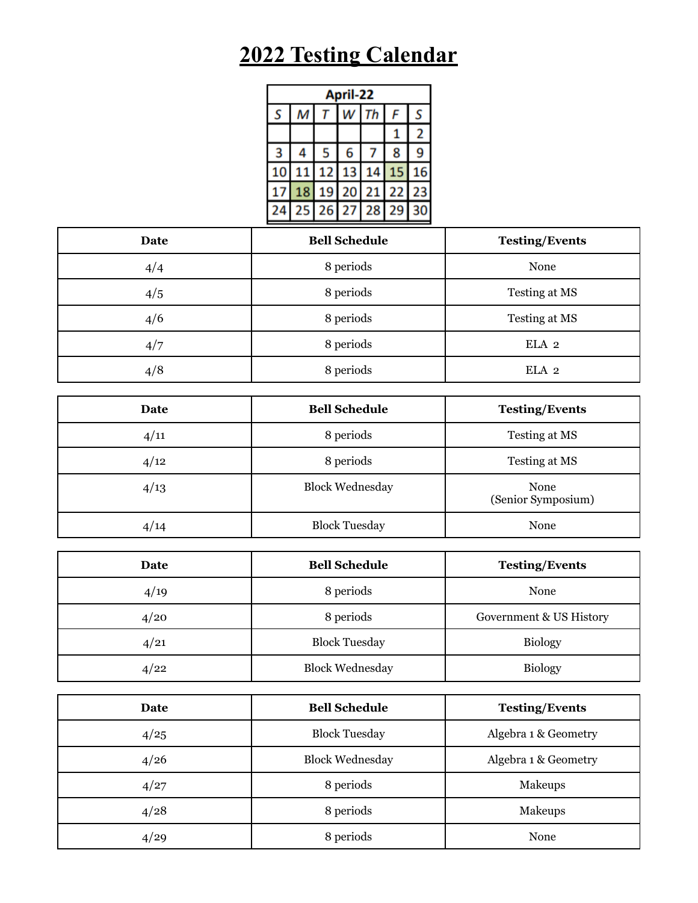# 2022 Testing Calendar

| April-22 | | | | | | |
|---|---|---|---|---|---|---|
| S | M | T | W | Th | F | S |
| | | | | | 1 | 2 |
| 3 | 4 | 5 | 6 | 7 | 8 | 9 |
| 10 | 11 | 12 | 13 | 14 | 15 | 16 |
| 17 | 18 | 19 | 20 | 21 | 22 | 23 |
| 24 | 25 | 26 | 27 | 28 | 29 | 30 |

| Date | Bell Schedule | Testing/Events |
|---|---|---|
| 4/4 | 8 periods | None |
| 4/5 | 8 periods | Testing at MS |
| 4/6 | 8 periods | Testing at MS |
| 4/7 | 8 periods | ELA 2 |
| 4/8 | 8 periods | ELA 2 |

| Date | Bell Schedule | Testing/Events |
|---|---|---|
| 4/11 | 8 periods | Testing at MS |
| 4/12 | 8 periods | Testing at MS |
| 4/13 | Block Wednesday | None (Senior Symposium) |
| 4/14 | Block Tuesday | None |

| Date | Bell Schedule | Testing/Events |
|---|---|---|
| 4/19 | 8 periods | None |
| 4/20 | 8 periods | Government & US History |
| 4/21 | Block Tuesday | Biology |
| 4/22 | Block Wednesday | Biology |

| Date | Bell Schedule | Testing/Events |
|---|---|---|
| 4/25 | Block Tuesday | Algebra 1 & Geometry |
| 4/26 | Block Wednesday | Algebra 1 & Geometry |
| 4/27 | 8 periods | Makeups |
| 4/28 | 8 periods | Makeups |
| 4/29 | 8 periods | None |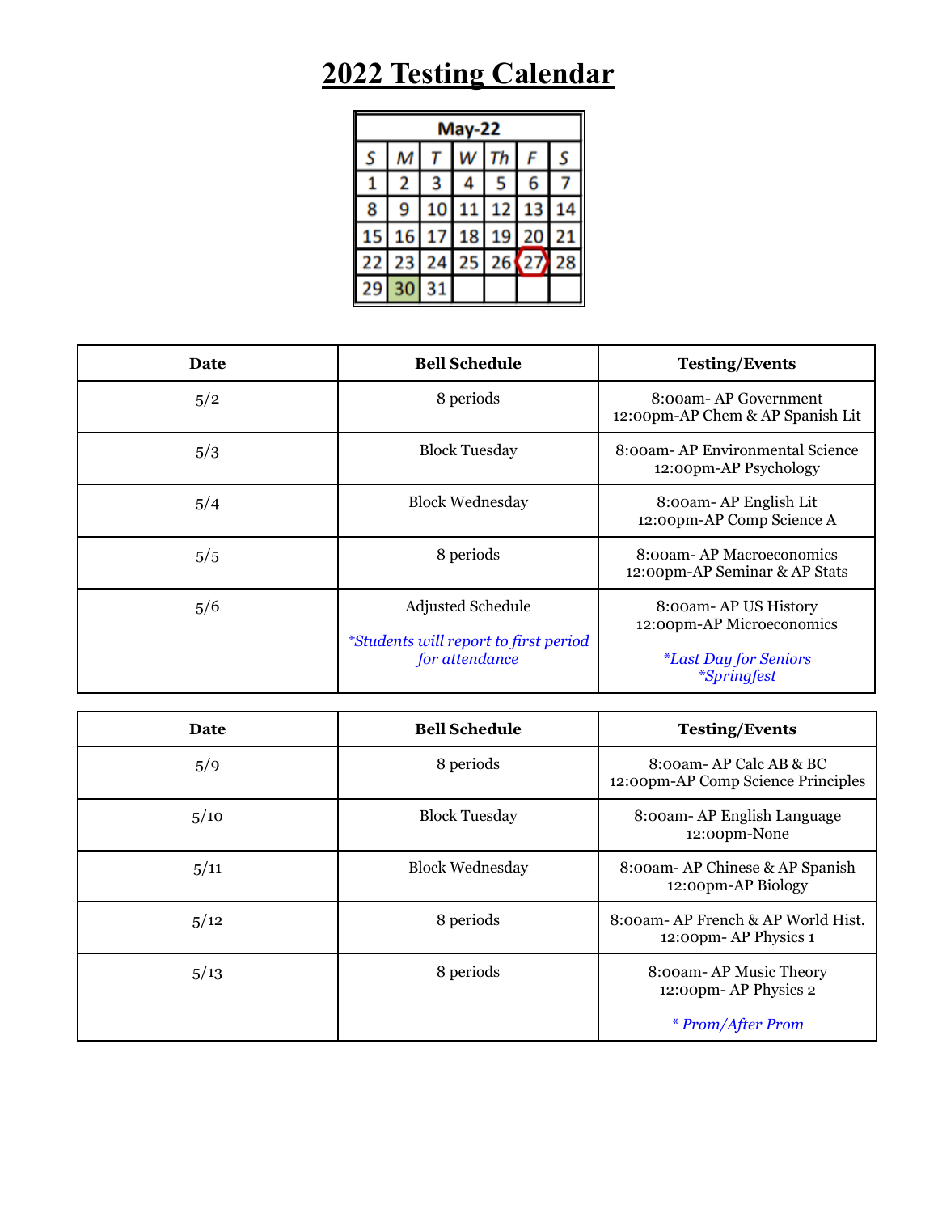# 2022 Testing Calendar

| May-22 | | | | | | |
|---|---|---|---|---|---|---|
| S | M | T | W | Th | F | S |
| 1 | 2 | 3 | 4 | 5 | 6 | 7 |
| 8 | 9 | 10 | 11 | 12 | 13 | 14 |
| 15 | 16 | 17 | 18 | 19 | 20 | 21 |
| 22 | 23 | 24 | 25 | 26 | 27 | 28 |
| 29 | 30 | 31 | | | | |

| Date | Bell Schedule | Testing/Events |
|---|---|---|
| 5/2 | 8 periods | 8:00am- AP Government<br>12:00pm-AP Chem & AP Spanish Lit |
| 5/3 | Block Tuesday | 8:00am- AP Environmental Science<br>12:00pm-AP Psychology |
| 5/4 | Block Wednesday | 8:00am- AP English Lit<br>12:00pm-AP Comp Science A |
| 5/5 | 8 periods | 8:00am- AP Macroeconomics<br>12:00pm-AP Seminar & AP Stats |
| 5/6 | Adjusted Schedule<br>*Students will report to first period for attendance* | 8:00am- AP US History<br>12:00pm-AP Microeconomics<br>*\*Last Day for Seniors*<br>*\*Springfest* |

| Date | Bell Schedule | Testing/Events |
|---|---|---|
| 5/9 | 8 periods | 8:00am- AP Calc AB & BC<br>12:00pm-AP Comp Science Principles |
| 5/10 | Block Tuesday | 8:00am- AP English Language<br>12:00pm-None |
| 5/11 | Block Wednesday | 8:00am- AP Chinese & AP Spanish<br>12:00pm-AP Biology |
| 5/12 | 8 periods | 8:00am- AP French & AP World Hist.<br>12:00pm- AP Physics 1 |
| 5/13 | 8 periods | 8:00am- AP Music Theory<br>12:00pm- AP Physics 2<br>*\* Prom/After Prom* |